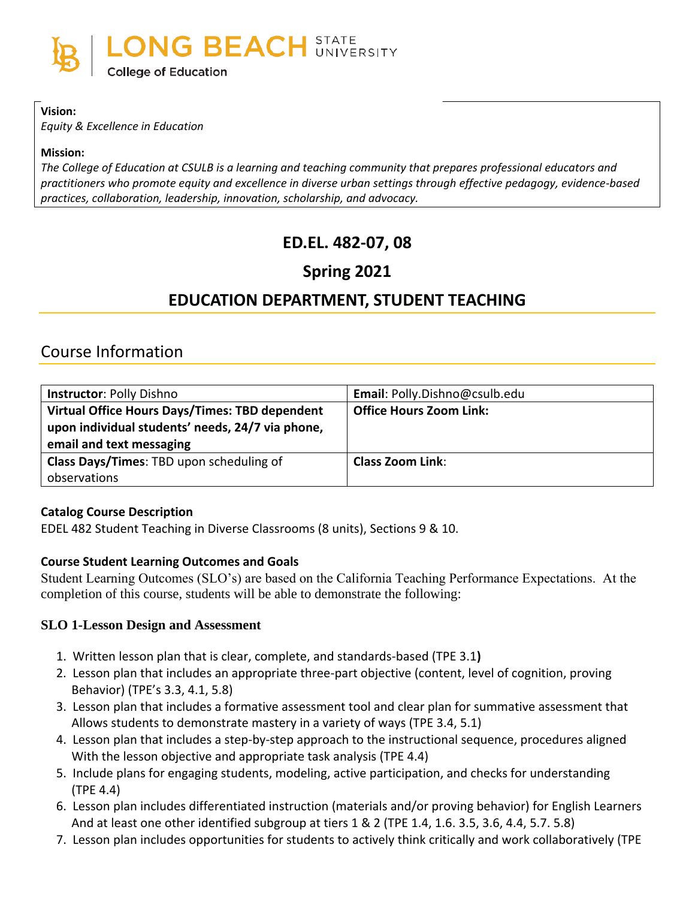LONG BEACH STATE UNIVERSITY
College of Education

**Vision:**
*Equity & Excellence in Education*

**Mission:**
*The College of Education at CSULB is a learning and teaching community that prepares professional educators and practitioners who promote equity and excellence in diverse urban settings through effective pedagogy, evidence-based practices, collaboration, leadership, innovation, scholarship, and advocacy.*

# ED.EL. 482-07, 08

## Spring 2021

## EDUCATION DEPARTMENT, STUDENT TEACHING

## Course Information

| **Instructor**: Polly Dishno | **Email**: Polly.Dishno@csulb.edu |
|---|---|
| **Virtual Office Hours Days/Times: TBD dependent upon individual students' needs, 24/7 via phone, email and text messaging** | **Office Hours Zoom Link:** |
| **Class Days/Times**: TBD upon scheduling of observations | **Class Zoom Link**: |

**Catalog Course Description**
EDEL 482 Student Teaching in Diverse Classrooms (8 units), Sections 9 & 10.

**Course Student Learning Outcomes and Goals**
Student Learning Outcomes (SLO's) are based on the California Teaching Performance Expectations. At the completion of this course, students will be able to demonstrate the following:

**SLO 1-Lesson Design and Assessment**

1. Written lesson plan that is clear, complete, and standards-based (TPE 3.1**)**
2. Lesson plan that includes an appropriate three-part objective (content, level of cognition, proving Behavior) (TPE's 3.3, 4.1, 5.8)
3. Lesson plan that includes a formative assessment tool and clear plan for summative assessment that Allows students to demonstrate mastery in a variety of ways (TPE 3.4, 5.1)
4. Lesson plan that includes a step-by-step approach to the instructional sequence, procedures aligned With the lesson objective and appropriate task analysis (TPE 4.4)
5. Include plans for engaging students, modeling, active participation, and checks for understanding (TPE 4.4)
6. Lesson plan includes differentiated instruction (materials and/or proving behavior) for English Learners And at least one other identified subgroup at tiers 1 & 2 (TPE 1.4, 1.6. 3.5, 3.6, 4.4, 5.7. 5.8)
7. Lesson plan includes opportunities for students to actively think critically and work collaboratively (TPE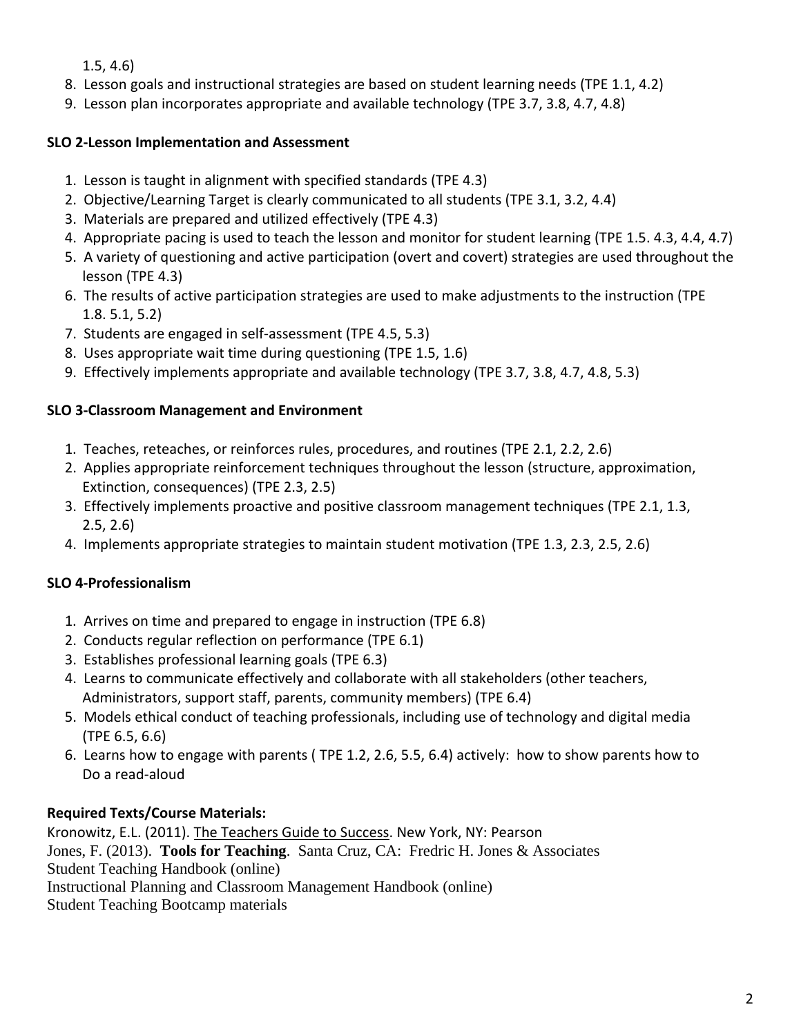1.5, 4.6)

8. Lesson goals and instructional strategies are based on student learning needs (TPE 1.1, 4.2)
9. Lesson plan incorporates appropriate and available technology (TPE 3.7, 3.8, 4.7, 4.8)

**SLO 2-Lesson Implementation and Assessment**

1. Lesson is taught in alignment with specified standards (TPE 4.3)
2. Objective/Learning Target is clearly communicated to all students (TPE 3.1, 3.2, 4.4)
3. Materials are prepared and utilized effectively (TPE 4.3)
4. Appropriate pacing is used to teach the lesson and monitor for student learning (TPE 1.5. 4.3, 4.4, 4.7)
5. A variety of questioning and active participation (overt and covert) strategies are used throughout the lesson (TPE 4.3)
6. The results of active participation strategies are used to make adjustments to the instruction (TPE 1.8. 5.1, 5.2)
7. Students are engaged in self-assessment (TPE 4.5, 5.3)
8. Uses appropriate wait time during questioning (TPE 1.5, 1.6)
9. Effectively implements appropriate and available technology (TPE 3.7, 3.8, 4.7, 4.8, 5.3)

**SLO 3-Classroom Management and Environment**

1. Teaches, reteaches, or reinforces rules, procedures, and routines (TPE 2.1, 2.2, 2.6)
2. Applies appropriate reinforcement techniques throughout the lesson (structure, approximation, Extinction, consequences) (TPE 2.3, 2.5)
3. Effectively implements proactive and positive classroom management techniques (TPE 2.1, 1.3, 2.5, 2.6)
4. Implements appropriate strategies to maintain student motivation (TPE 1.3, 2.3, 2.5, 2.6)

**SLO 4-Professionalism**

1. Arrives on time and prepared to engage in instruction (TPE 6.8)
2. Conducts regular reflection on performance (TPE 6.1)
3. Establishes professional learning goals (TPE 6.3)
4. Learns to communicate effectively and collaborate with all stakeholders (other teachers, Administrators, support staff, parents, community members) (TPE 6.4)
5. Models ethical conduct of teaching professionals, including use of technology and digital media (TPE 6.5, 6.6)
6. Learns how to engage with parents ( TPE 1.2, 2.6, 5.5, 6.4) actively: how to show parents how to Do a read-aloud

**Required Texts/Course Materials:**

Kronowitz, E.L. (2011). The Teachers Guide to Success. New York, NY: Pearson
Jones, F. (2013). **Tools for Teaching**. Santa Cruz, CA: Fredric H. Jones & Associates
Student Teaching Handbook (online)
Instructional Planning and Classroom Management Handbook (online)
Student Teaching Bootcamp materials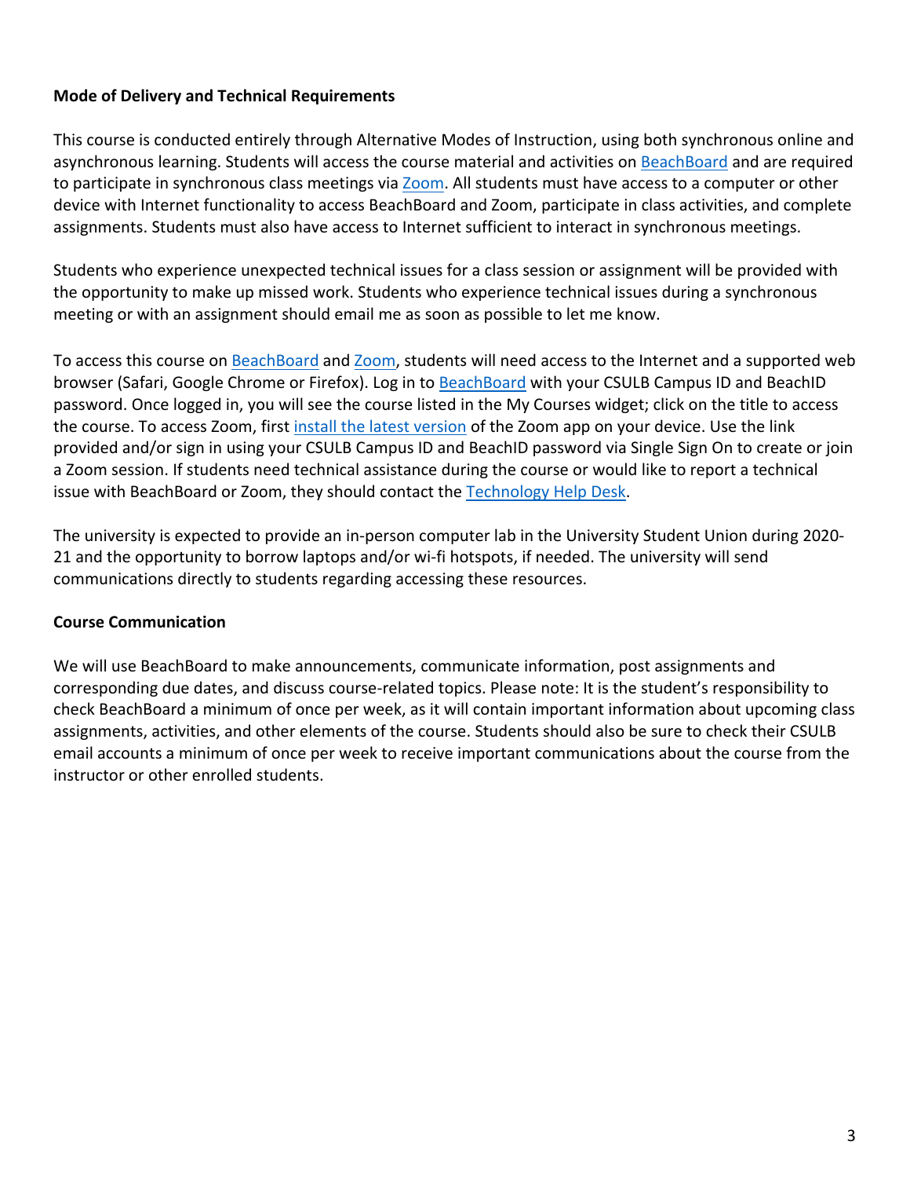**Mode of Delivery and Technical Requirements**

This course is conducted entirely through Alternative Modes of Instruction, using both synchronous online and asynchronous learning. Students will access the course material and activities on BeachBoard and are required to participate in synchronous class meetings via Zoom. All students must have access to a computer or other device with Internet functionality to access BeachBoard and Zoom, participate in class activities, and complete assignments. Students must also have access to Internet sufficient to interact in synchronous meetings.

Students who experience unexpected technical issues for a class session or assignment will be provided with the opportunity to make up missed work. Students who experience technical issues during a synchronous meeting or with an assignment should email me as soon as possible to let me know.

To access this course on BeachBoard and Zoom, students will need access to the Internet and a supported web browser (Safari, Google Chrome or Firefox). Log in to BeachBoard with your CSULB Campus ID and BeachID password. Once logged in, you will see the course listed in the My Courses widget; click on the title to access the course. To access Zoom, first install the latest version of the Zoom app on your device. Use the link provided and/or sign in using your CSULB Campus ID and BeachID password via Single Sign On to create or join a Zoom session. If students need technical assistance during the course or would like to report a technical issue with BeachBoard or Zoom, they should contact the Technology Help Desk.

The university is expected to provide an in-person computer lab in the University Student Union during 2020-21 and the opportunity to borrow laptops and/or wi-fi hotspots, if needed. The university will send communications directly to students regarding accessing these resources.

**Course Communication**

We will use BeachBoard to make announcements, communicate information, post assignments and corresponding due dates, and discuss course-related topics. Please note: It is the student's responsibility to check BeachBoard a minimum of once per week, as it will contain important information about upcoming class assignments, activities, and other elements of the course. Students should also be sure to check their CSULB email accounts a minimum of once per week to receive important communications about the course from the instructor or other enrolled students.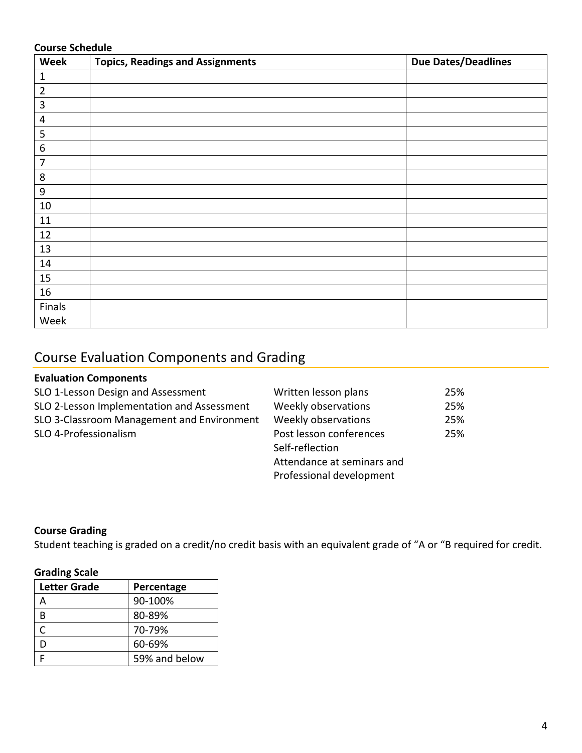**Course Schedule**

| Week | Topics, Readings and Assignments | Due Dates/Deadlines |
|---|---|---|
| 1 | | |
| 2 | | |
| 3 | | |
| 4 | | |
| 5 | | |
| 6 | | |
| 7 | | |
| 8 | | |
| 9 | | |
| 10 | | |
| 11 | | |
| 12 | | |
| 13 | | |
| 14 | | |
| 15 | | |
| 16 | | |
| Finals Week | | |

## Course Evaluation Components and Grading

**Evaluation Components**

| | | |
|---|---|---|
| SLO 1-Lesson Design and Assessment | Written lesson plans | 25% |
| SLO 2-Lesson Implementation and Assessment | Weekly observations | 25% |
| SLO 3-Classroom Management and Environment | Weekly observations | 25% |
| SLO 4-Professionalism | Post lesson conferences<br>Self-reflection<br>Attendance at seminars and Professional development | 25% |

**Course Grading**

Student teaching is graded on a credit/no credit basis with an equivalent grade of "A or "B required for credit.

**Grading Scale**

| Letter Grade | Percentage |
|---|---|
| A | 90-100% |
| B | 80-89% |
| C | 70-79% |
| D | 60-69% |
| F | 59% and below |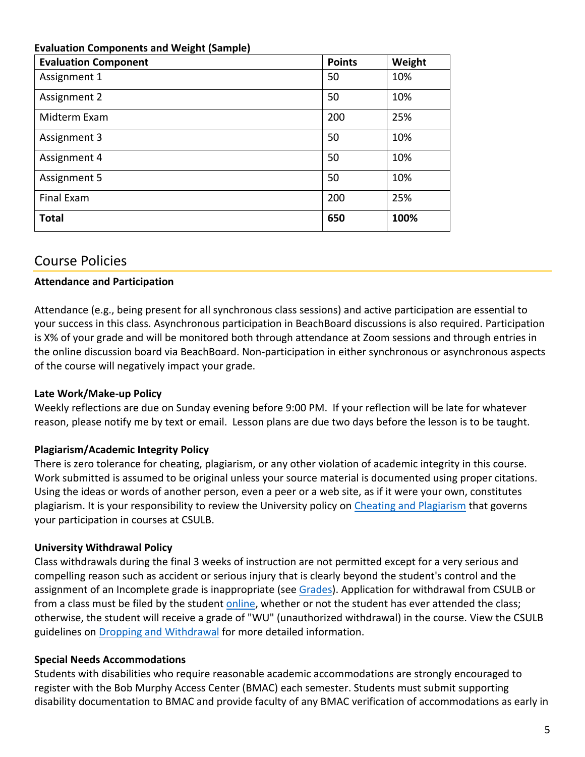**Evaluation Components and Weight (Sample)**

| Evaluation Component | Points | Weight |
|---|---|---|
| Assignment 1 | 50 | 10% |
| Assignment 2 | 50 | 10% |
| Midterm Exam | 200 | 25% |
| Assignment 3 | 50 | 10% |
| Assignment 4 | 50 | 10% |
| Assignment 5 | 50 | 10% |
| Final Exam | 200 | 25% |
| **Total** | **650** | **100%** |

## Course Policies

**Attendance and Participation**

Attendance (e.g., being present for all synchronous class sessions) and active participation are essential to your success in this class. Asynchronous participation in BeachBoard discussions is also required. Participation is X% of your grade and will be monitored both through attendance at Zoom sessions and through entries in the online discussion board via BeachBoard. Non-participation in either synchronous or asynchronous aspects of the course will negatively impact your grade.

**Late Work/Make-up Policy**

Weekly reflections are due on Sunday evening before 9:00 PM. If your reflection will be late for whatever reason, please notify me by text or email. Lesson plans are due two days before the lesson is to be taught.

**Plagiarism/Academic Integrity Policy**

There is zero tolerance for cheating, plagiarism, or any other violation of academic integrity in this course. Work submitted is assumed to be original unless your source material is documented using proper citations. Using the ideas or words of another person, even a peer or a web site, as if it were your own, constitutes plagiarism. It is your responsibility to review the University policy on Cheating and Plagiarism that governs your participation in courses at CSULB.

**University Withdrawal Policy**

Class withdrawals during the final 3 weeks of instruction are not permitted except for a very serious and compelling reason such as accident or serious injury that is clearly beyond the student's control and the assignment of an Incomplete grade is inappropriate (see Grades). Application for withdrawal from CSULB or from a class must be filed by the student online, whether or not the student has ever attended the class; otherwise, the student will receive a grade of "WU" (unauthorized withdrawal) in the course. View the CSULB guidelines on Dropping and Withdrawal for more detailed information.

**Special Needs Accommodations**

Students with disabilities who require reasonable academic accommodations are strongly encouraged to register with the Bob Murphy Access Center (BMAC) each semester. Students must submit supporting disability documentation to BMAC and provide faculty of any BMAC verification of accommodations as early in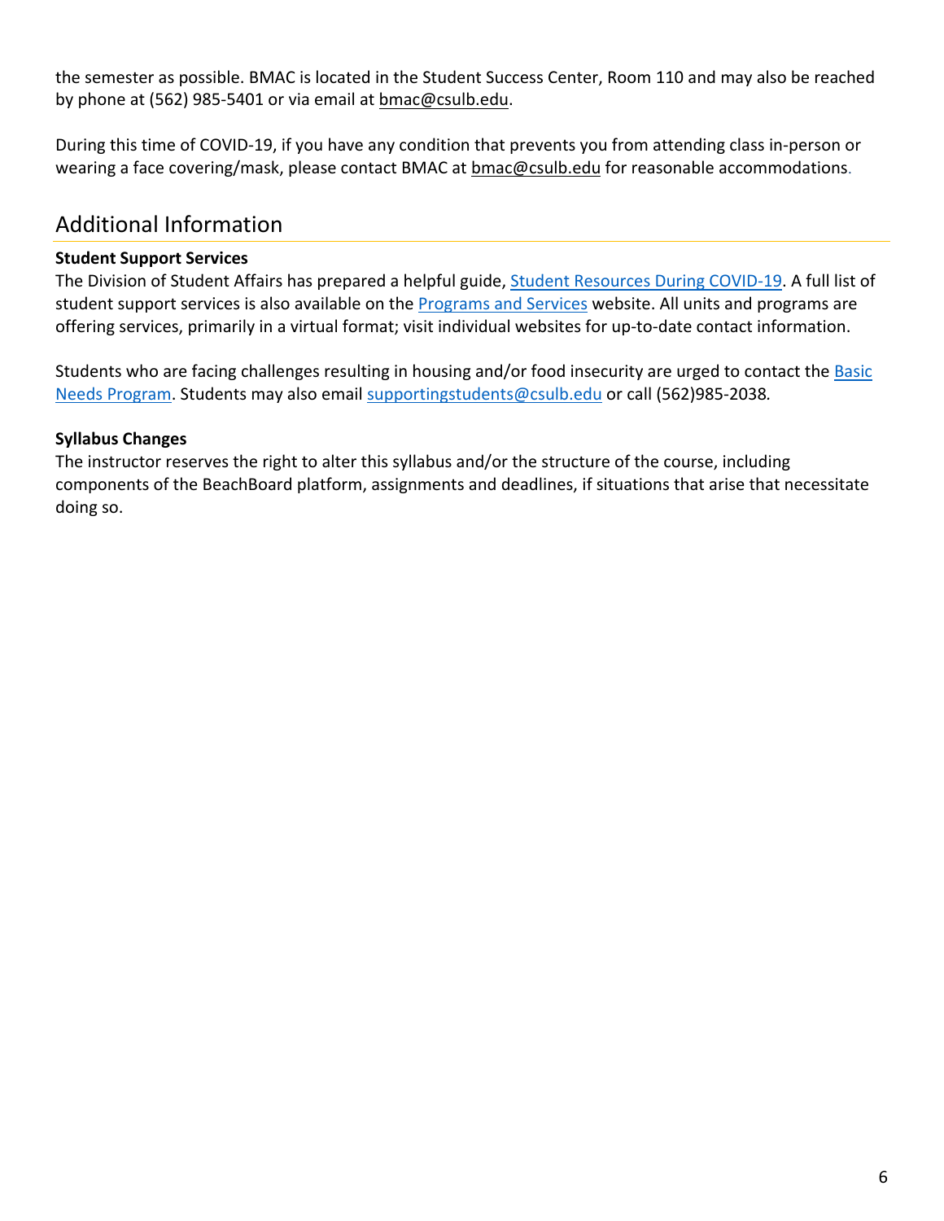the semester as possible. BMAC is located in the Student Success Center, Room 110 and may also be reached by phone at (562) 985-5401 or via email at bmac@csulb.edu.

During this time of COVID-19, if you have any condition that prevents you from attending class in-person or wearing a face covering/mask, please contact BMAC at bmac@csulb.edu for reasonable accommodations.

## Additional Information

**Student Support Services**

The Division of Student Affairs has prepared a helpful guide, Student Resources During COVID-19. A full list of student support services is also available on the Programs and Services website. All units and programs are offering services, primarily in a virtual format; visit individual websites for up-to-date contact information.

Students who are facing challenges resulting in housing and/or food insecurity are urged to contact the Basic Needs Program. Students may also email supportingstudents@csulb.edu or call (562)985-2038.

**Syllabus Changes**

The instructor reserves the right to alter this syllabus and/or the structure of the course, including components of the BeachBoard platform, assignments and deadlines, if situations that arise that necessitate doing so.